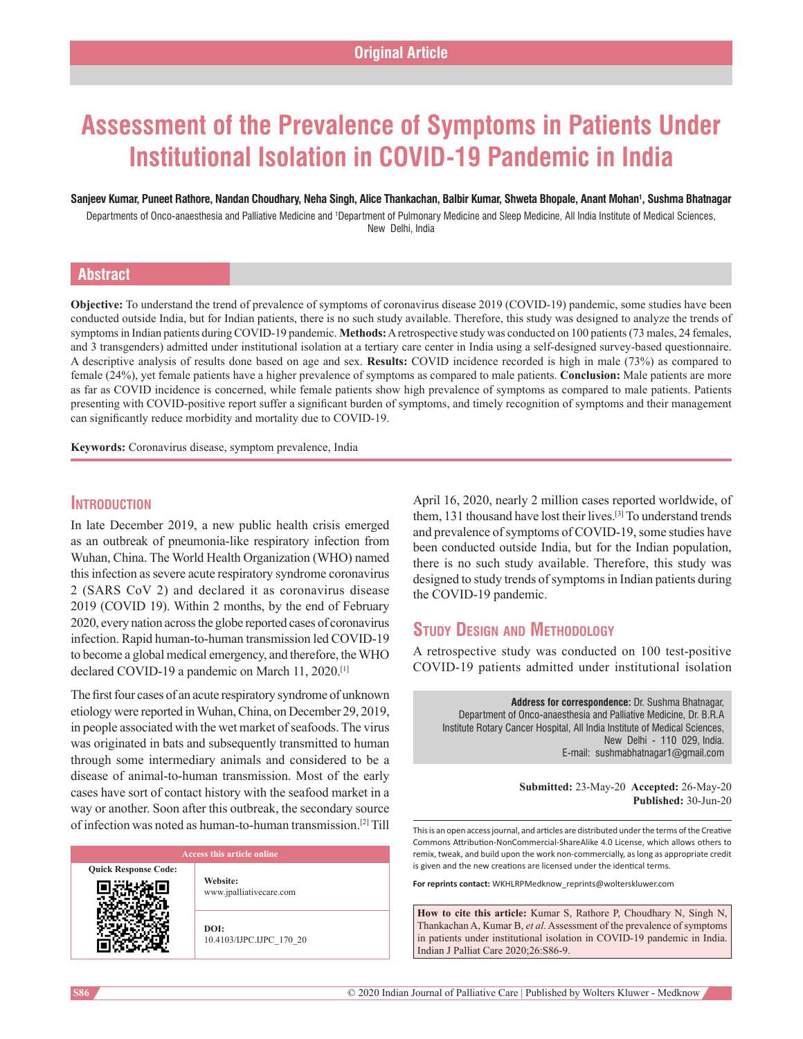Original Article

# Assessment of the Prevalence of Symptoms in Patients Under Institutional Isolation in COVID-19 Pandemic in India

**Sanjeev Kumar, Puneet Rathore, Nandan Choudhary, Neha Singh, Alice Thankachan, Balbir Kumar, Shweta Bhopale, Anant Mohan[1], Sushma Bhatnagar**

Departments of Onco-anaesthesia and Palliative Medicine and [1]Department of Pulmonary Medicine and Sleep Medicine, All India Institute of Medical Sciences, New Delhi, India

## Abstract

**Objective:** To understand the trend of prevalence of symptoms of coronavirus disease 2019 (COVID-19) pandemic, some studies have been conducted outside India, but for Indian patients, there is no such study available. Therefore, this study was designed to analyze the trends of symptoms in Indian patients during COVID-19 pandemic. **Methods:** A retrospective study was conducted on 100 patients (73 males, 24 females, and 3 transgenders) admitted under institutional isolation at a tertiary care center in India using a self-designed survey-based questionnaire. A descriptive analysis of results done based on age and sex. **Results:** COVID incidence recorded is high in male (73%) as compared to female (24%), yet female patients have a higher prevalence of symptoms as compared to male patients. **Conclusion:** Male patients are more as far as COVID incidence is concerned, while female patients show high prevalence of symptoms as compared to male patients. Patients presenting with COVID-positive report suffer a significant burden of symptoms, and timely recognition of symptoms and their management can significantly reduce morbidity and mortality due to COVID-19.

**Keywords:** Coronavirus disease, symptom prevalence, India

## Introduction

In late December 2019, a new public health crisis emerged as an outbreak of pneumonia-like respiratory infection from Wuhan, China. The World Health Organization (WHO) named this infection as severe acute respiratory syndrome coronavirus 2 (SARS CoV 2) and declared it as coronavirus disease 2019 (COVID 19). Within 2 months, by the end of February 2020, every nation across the globe reported cases of coronavirus infection. Rapid human-to-human transmission led COVID-19 to become a global medical emergency, and therefore, the WHO declared COVID-19 a pandemic on March 11, 2020.[1]

The first four cases of an acute respiratory syndrome of unknown etiology were reported in Wuhan, China, on December 29, 2019, in people associated with the wet market of seafoods. The virus was originated in bats and subsequently transmitted to human through some intermediary animals and considered to be a disease of animal-to-human transmission. Most of the early cases have sort of contact history with the seafood market in a way or another. Soon after this outbreak, the secondary source of infection was noted as human-to-human transmission.[2] Till April 16, 2020, nearly 2 million cases reported worldwide, of them, 131 thousand have lost their lives.[3] To understand trends and prevalence of symptoms of COVID-19, some studies have been conducted outside India, but for the Indian population, there is no such study available. Therefore, this study was designed to study trends of symptoms in Indian patients during the COVID-19 pandemic.

## Study Design and Methodology

A retrospective study was conducted on 100 test-positive COVID-19 patients admitted under institutional isolation

**Address for correspondence:** Dr. Sushma Bhatnagar, Department of Onco-anaesthesia and Palliative Medicine, Dr. B.R.A Institute Rotary Cancer Hospital, All India Institute of Medical Sciences, New Delhi - 110 029, India. E-mail: sushmabhatnagar1@gmail.com

**Submitted:** 23-May-20 **Accepted:** 26-May-20 **Published:** 30-Jun-20

| Access this article online | |
|---|---|
| Quick Response Code: | **Website:** www.jpalliativecare.com |
| | **DOI:** 10.4103/IJPC.IJPC_170_20 |

This is an open access journal, and articles are distributed under the terms of the Creative Commons Attribution-NonCommercial-ShareAlike 4.0 License, which allows others to remix, tweak, and build upon the work non-commercially, as long as appropriate credit is given and the new creations are licensed under the identical terms.

**For reprints contact:** WKHLRPMedknow_reprints@wolterskluwer.com

**How to cite this article:** Kumar S, Rathore P, Choudhary N, Singh N, Thankachan A, Kumar B, *et al*. Assessment of the prevalence of symptoms in patients under institutional isolation in COVID-19 pandemic in India. Indian J Palliat Care 2020;26:S86-9.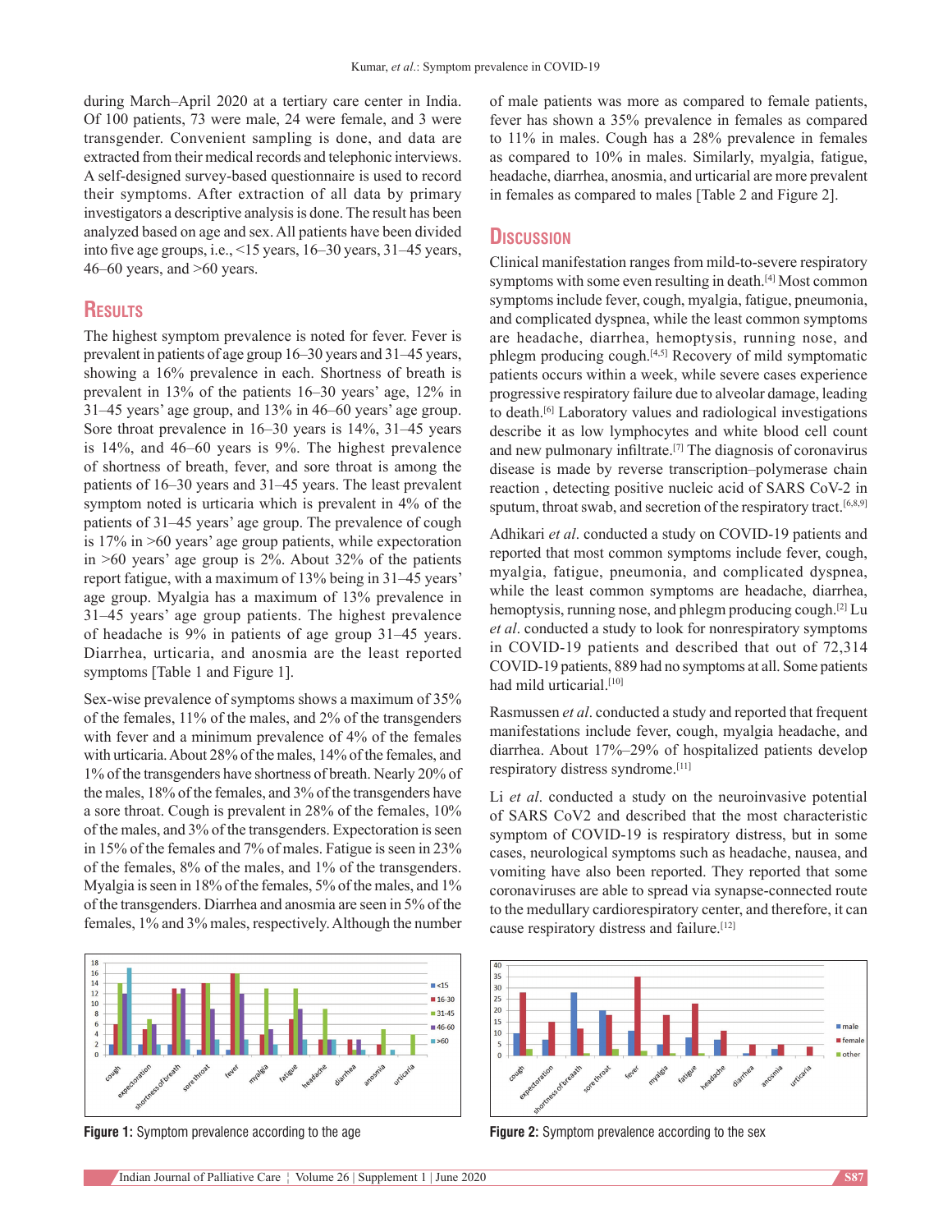during March–April 2020 at a tertiary care center in India. Of 100 patients, 73 were male, 24 were female, and 3 were transgender. Convenient sampling is done, and data are extracted from their medical records and telephonic interviews. A self-designed survey-based questionnaire is used to record their symptoms. After extraction of all data by primary investigators a descriptive analysis is done. The result has been analyzed based on age and sex. All patients have been divided into five age groups, i.e., <15 years, 16–30 years, 31–45 years, 46–60 years, and >60 years.

## Results

The highest symptom prevalence is noted for fever. Fever is prevalent in patients of age group 16–30 years and 31–45 years, showing a 16% prevalence in each. Shortness of breath is prevalent in 13% of the patients 16–30 years' age, 12% in 31–45 years' age group, and 13% in 46–60 years' age group. Sore throat prevalence in 16–30 years is 14%, 31–45 years is 14%, and 46–60 years is 9%. The highest prevalence of shortness of breath, fever, and sore throat is among the patients of 16–30 years and 31–45 years. The least prevalent symptom noted is urticaria which is prevalent in 4% of the patients of 31–45 years' age group. The prevalence of cough is 17% in >60 years' age group patients, while expectoration in >60 years' age group is 2%. About 32% of the patients report fatigue, with a maximum of 13% being in 31–45 years' age group. Myalgia has a maximum of 13% prevalence in 31–45 years' age group patients. The highest prevalence of headache is 9% in patients of age group 31–45 years. Diarrhea, urticaria, and anosmia are the least reported symptoms [Table 1 and Figure 1].

Sex-wise prevalence of symptoms shows a maximum of 35% of the females, 11% of the males, and 2% of the transgenders with fever and a minimum prevalence of 4% of the females with urticaria. About 28% of the males, 14% of the females, and 1% of the transgenders have shortness of breath. Nearly 20% of the males, 18% of the females, and 3% of the transgenders have a sore throat. Cough is prevalent in 28% of the females, 10% of the males, and 3% of the transgenders. Expectoration is seen in 15% of the females and 7% of males. Fatigue is seen in 23% of the females, 8% of the males, and 1% of the transgenders. Myalgia is seen in 18% of the females, 5% of the males, and 1% of the transgenders. Diarrhea and anosmia are seen in 5% of the females, 1% and 3% males, respectively. Although the number of male patients was more as compared to female patients, fever has shown a 35% prevalence in females as compared to 11% in males. Cough has a 28% prevalence in females as compared to 10% in males. Similarly, myalgia, fatigue, headache, diarrhea, anosmia, and urticarial are more prevalent in females as compared to males [Table 2 and Figure 2].

## Discussion

Clinical manifestation ranges from mild-to-severe respiratory symptoms with some even resulting in death.[4] Most common symptoms include fever, cough, myalgia, fatigue, pneumonia, and complicated dyspnea, while the least common symptoms are headache, diarrhea, hemoptysis, running nose, and phlegm producing cough.[4,5] Recovery of mild symptomatic patients occurs within a week, while severe cases experience progressive respiratory failure due to alveolar damage, leading to death.[6] Laboratory values and radiological investigations describe it as low lymphocytes and white blood cell count and new pulmonary infiltrate.[7] The diagnosis of coronavirus disease is made by reverse transcription–polymerase chain reaction , detecting positive nucleic acid of SARS CoV-2 in sputum, throat swab, and secretion of the respiratory tract.[6,8,9]

Adhikari *et al*. conducted a study on COVID-19 patients and reported that most common symptoms include fever, cough, myalgia, fatigue, pneumonia, and complicated dyspnea, while the least common symptoms are headache, diarrhea, hemoptysis, running nose, and phlegm producing cough.[2] Lu *et al*. conducted a study to look for nonrespiratory symptoms in COVID-19 patients and described that out of 72,314 COVID-19 patients, 889 had no symptoms at all. Some patients had mild urticarial.[10]

Rasmussen *et al*. conducted a study and reported that frequent manifestations include fever, cough, myalgia headache, and diarrhea. About 17%–29% of hospitalized patients develop respiratory distress syndrome.[11]

Li *et al*. conducted a study on the neuroinvasive potential of SARS CoV2 and described that the most characteristic symptom of COVID-19 is respiratory distress, but in some cases, neurological symptoms such as headache, nausea, and vomiting have also been reported. They reported that some coronaviruses are able to spread via synapse-connected route to the medullary cardiorespiratory center, and therefore, it can cause respiratory distress and failure.[12]

**Figure 1:** Symptom prevalence according to the age

**Figure 2:** Symptom prevalence according to the sex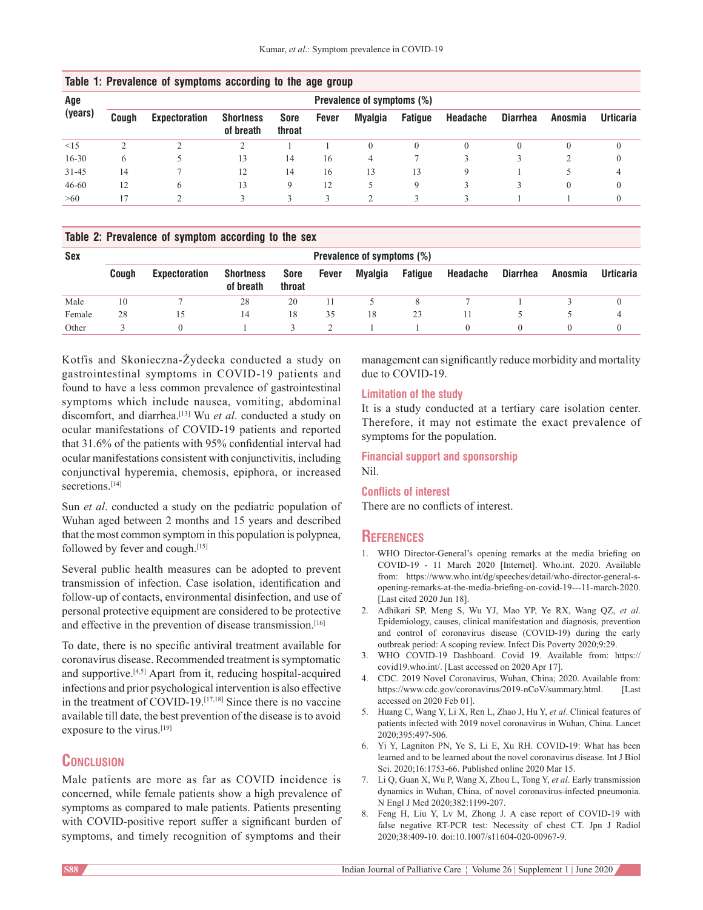**Table 1: Prevalence of symptoms according to the age group**

| Age (years) | Prevalence of symptoms (%) | | | | | | | | | | |
|---|---|---|---|---|---|---|---|---|---|---|---|
| | Cough | Expectoration | Shortness of breath | Sore throat | Fever | Myalgia | Fatigue | Headache | Diarrhea | Anosmia | Urticaria |
| <15 | 2 | 2 | 2 | 1 | 1 | 0 | 0 | 0 | 0 | 0 | 0 |
| 16-30 | 6 | 5 | 13 | 14 | 16 | 4 | 7 | 3 | 3 | 2 | 0 |
| 31-45 | 14 | 7 | 12 | 14 | 16 | 13 | 13 | 9 | 1 | 5 | 4 |
| 46-60 | 12 | 6 | 13 | 9 | 12 | 5 | 9 | 3 | 3 | 0 | 0 |
| >60 | 17 | 2 | 3 | 3 | 3 | 2 | 3 | 3 | 1 | 1 | 0 |

**Table 2: Prevalence of symptom according to the sex**

| Sex | Prevalence of symptoms (%) | | | | | | | | | | |
|---|---|---|---|---|---|---|---|---|---|---|---|
| | Cough | Expectoration | Shortness of breath | Sore throat | Fever | Myalgia | Fatigue | Headache | Diarrhea | Anosmia | Urticaria |
| Male | 10 | 7 | 28 | 20 | 11 | 5 | 8 | 7 | 1 | 3 | 0 |
| Female | 28 | 15 | 14 | 18 | 35 | 18 | 23 | 11 | 5 | 5 | 4 |
| Other | 3 | 0 | 1 | 3 | 2 | 1 | 1 | 0 | 0 | 0 | 0 |

Kotfis and Skonieczna-Żydecka conducted a study on gastrointestinal symptoms in COVID-19 patients and found to have a less common prevalence of gastrointestinal symptoms which include nausea, vomiting, abdominal discomfort, and diarrhea.[13] Wu *et al*. conducted a study on ocular manifestations of COVID-19 patients and reported that 31.6% of the patients with 95% confidential interval had ocular manifestations consistent with conjunctivitis, including conjunctival hyperemia, chemosis, epiphora, or increased secretions.[14]

Sun *et al*. conducted a study on the pediatric population of Wuhan aged between 2 months and 15 years and described that the most common symptom in this population is polypnea, followed by fever and cough.[15]

Several public health measures can be adopted to prevent transmission of infection. Case isolation, identification and follow-up of contacts, environmental disinfection, and use of personal protective equipment are considered to be protective and effective in the prevention of disease transmission.[16]

To date, there is no specific antiviral treatment available for coronavirus disease. Recommended treatment is symptomatic and supportive.[4,5] Apart from it, reducing hospital-acquired infections and prior psychological intervention is also effective in the treatment of COVID-19.[17,18] Since there is no vaccine available till date, the best prevention of the disease is to avoid exposure to the virus.[19]

## Conclusion

Male patients are more as far as COVID incidence is concerned, while female patients show a high prevalence of symptoms as compared to male patients. Patients presenting with COVID-positive report suffer a significant burden of symptoms, and timely recognition of symptoms and their management can significantly reduce morbidity and mortality due to COVID-19.

### Limitation of the study

It is a study conducted at a tertiary care isolation center. Therefore, it may not estimate the exact prevalence of symptoms for the population.

### Financial support and sponsorship

Nil.

### Conflicts of interest

There are no conflicts of interest.

## References

1. WHO Director-General's opening remarks at the media briefing on COVID-19 - 11 March 2020 [Internet]. Who.int. 2020. Available from: https://www.who.int/dg/speeches/detail/who-director-general-s-opening-remarks-at-the-media-briefing-on-covid-19---11-march-2020. [Last cited 2020 Jun 18].
2. Adhikari SP, Meng S, Wu YJ, Mao YP, Ye RX, Wang QZ, *et al*. Epidemiology, causes, clinical manifestation and diagnosis, prevention and control of coronavirus disease (COVID-19) during the early outbreak period: A scoping review. Infect Dis Poverty 2020;9:29.
3. WHO COVID-19 Dashboard. Covid 19. Available from: https://covid19.who.int/. [Last accessed on 2020 Apr 17].
4. CDC. 2019 Novel Coronavirus, Wuhan, China; 2020. Available from: https://www.cdc.gov/coronavirus/2019-nCoV/summary.html. [Last accessed on 2020 Feb 01].
5. Huang C, Wang Y, Li X, Ren L, Zhao J, Hu Y, *et al*. Clinical features of patients infected with 2019 novel coronavirus in Wuhan, China. Lancet 2020;395:497-506.
6. Yi Y, Lagniton PN, Ye S, Li E, Xu RH. COVID-19: What has been learned and to be learned about the novel coronavirus disease. Int J Biol Sci. 2020;16:1753-66. Published online 2020 Mar 15.
7. Li Q, Guan X, Wu P, Wang X, Zhou L, Tong Y, *et al*. Early transmission dynamics in Wuhan, China, of novel coronavirus-infected pneumonia. N Engl J Med 2020;382:1199-207.
8. Feng H, Liu Y, Lv M, Zhong J. A case report of COVID-19 with false negative RT-PCR test: Necessity of chest CT. Jpn J Radiol 2020;38:409-10. doi:10.1007/s11604-020-00967-9.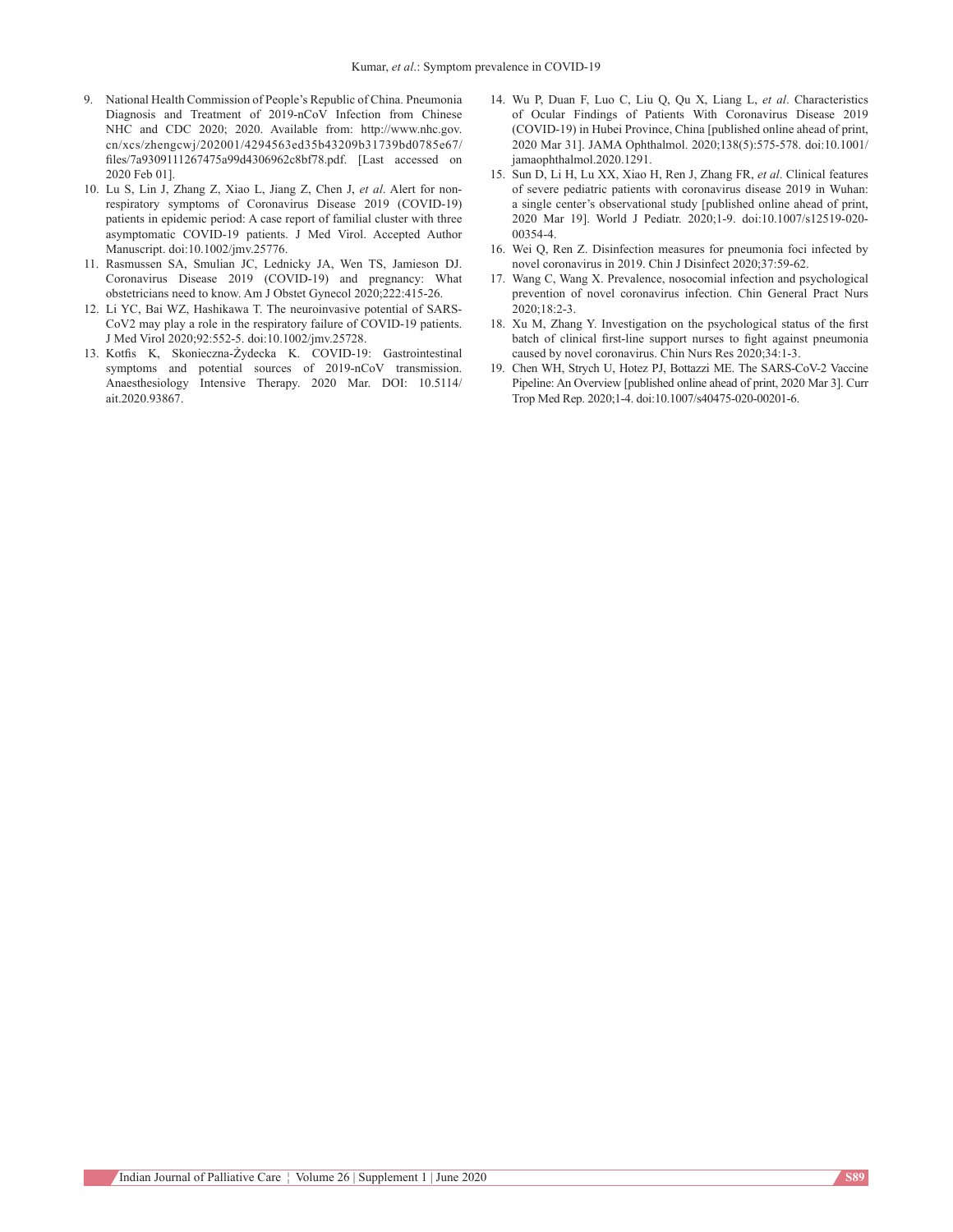9. National Health Commission of People's Republic of China. Pneumonia Diagnosis and Treatment of 2019-nCoV Infection from Chinese NHC and CDC 2020; 2020. Available from: http://www.nhc.gov.cn/xcs/zhengcwj/202001/4294563ed35b43209b31739bd0785e67/files/7a9309111267475a99d4306962c8bf78.pdf. [Last accessed on 2020 Feb 01].
10. Lu S, Lin J, Zhang Z, Xiao L, Jiang Z, Chen J, *et al*. Alert for non-respiratory symptoms of Coronavirus Disease 2019 (COVID-19) patients in epidemic period: A case report of familial cluster with three asymptomatic COVID-19 patients. J Med Virol. Accepted Author Manuscript. doi:10.1002/jmv.25776.
11. Rasmussen SA, Smulian JC, Lednicky JA, Wen TS, Jamieson DJ. Coronavirus Disease 2019 (COVID-19) and pregnancy: What obstetricians need to know. Am J Obstet Gynecol 2020;222:415-26.
12. Li YC, Bai WZ, Hashikawa T. The neuroinvasive potential of SARS-CoV2 may play a role in the respiratory failure of COVID-19 patients. J Med Virol 2020;92:552-5. doi:10.1002/jmv.25728.
13. Kotfis K, Skonieczna-Żydecka K. COVID-19: Gastrointestinal symptoms and potential sources of 2019-nCoV transmission. Anaesthesiology Intensive Therapy. 2020 Mar. DOI: 10.5114/ait.2020.93867.
14. Wu P, Duan F, Luo C, Liu Q, Qu X, Liang L, *et al*. Characteristics of Ocular Findings of Patients With Coronavirus Disease 2019 (COVID-19) in Hubei Province, China [published online ahead of print, 2020 Mar 31]. JAMA Ophthalmol. 2020;138(5):575-578. doi:10.1001/jamaophthalmol.2020.1291.
15. Sun D, Li H, Lu XX, Xiao H, Ren J, Zhang FR, *et al*. Clinical features of severe pediatric patients with coronavirus disease 2019 in Wuhan: a single center's observational study [published online ahead of print, 2020 Mar 19]. World J Pediatr. 2020;1-9. doi:10.1007/s12519-020-00354-4.
16. Wei Q, Ren Z. Disinfection measures for pneumonia foci infected by novel coronavirus in 2019. Chin J Disinfect 2020;37:59-62.
17. Wang C, Wang X. Prevalence, nosocomial infection and psychological prevention of novel coronavirus infection. Chin General Pract Nurs 2020;18:2-3.
18. Xu M, Zhang Y. Investigation on the psychological status of the first batch of clinical first-line support nurses to fight against pneumonia caused by novel coronavirus. Chin Nurs Res 2020;34:1-3.
19. Chen WH, Strych U, Hotez PJ, Bottazzi ME. The SARS-CoV-2 Vaccine Pipeline: An Overview [published online ahead of print, 2020 Mar 3]. Curr Trop Med Rep. 2020;1-4. doi:10.1007/s40475-020-00201-6.